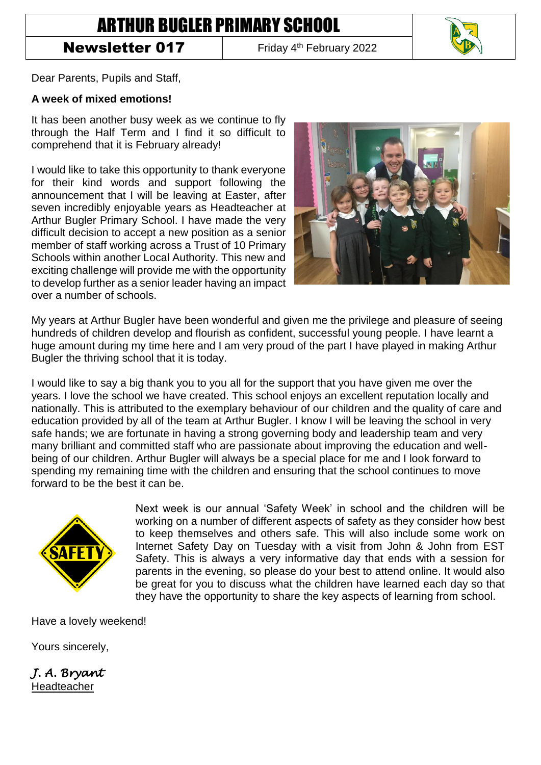# ARTHUR BUGLER PRIMARY SCHOOL

**Newsletter 017** | Friday 4th February 2022

Dear Parents, Pupils and Staff,

**A week of mixed emotions!**

It has been another busy week as we continue to fly through the Half Term and I find it so difficult to comprehend that it is February already!

I would like to take this opportunity to thank everyone for their kind words and support following the announcement that I will be leaving at Easter, after seven incredibly enjoyable years as Headteacher at Arthur Bugler Primary School. I have made the very difficult decision to accept a new position as a senior member of staff working across a Trust of 10 Primary Schools within another Local Authority. This new and exciting challenge will provide me with the opportunity to develop further as a senior leader having an impact over a number of schools.

My years at Arthur Bugler have been wonderful and given me the privilege and pleasure of seeing hundreds of children develop and flourish as confident, successful young people. I have learnt a huge amount during my time here and I am very proud of the part I have played in making Arthur Bugler the thriving school that it is today.

I would like to say a big thank you to you all for the support that you have given me over the years. I love the school we have created. This school enjoys an excellent reputation locally and nationally. This is attributed to the exemplary behaviour of our children and the quality of care and education provided by all of the team at Arthur Bugler. I know I will be leaving the school in very safe hands; we are fortunate in having a strong governing body and leadership team and very many brilliant and committed staff who are passionate about improving the education and well-being of our children. Arthur Bugler will always be a special place for me and I look forward to spending my remaining time with the children and ensuring that the school continues to move forward to be the best it can be.

Next week is our annual 'Safety Week' in school and the children will be working on a number of different aspects of safety as they consider how best to keep themselves and others safe. This will also include some work on Internet Safety Day on Tuesday with a visit from John & John from EST Safety. This is always a very informative day that ends with a session for parents in the evening, so please do your best to attend online. It would also be great for you to discuss what the children have learned each day so that they have the opportunity to share the key aspects of learning from school.

Have a lovely weekend!

Yours sincerely,

*J. A. Bryant*
Headteacher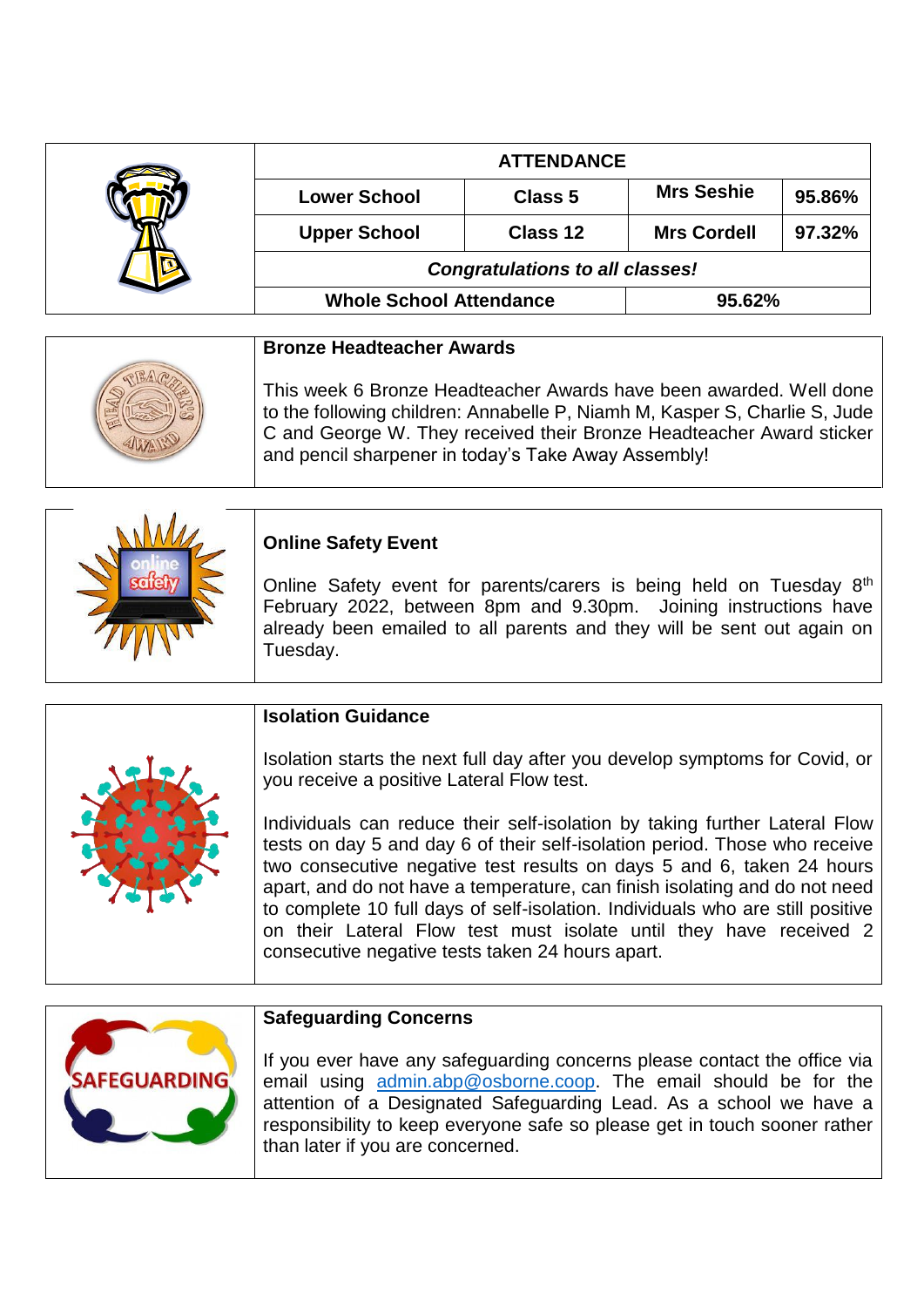## ATTENDANCE

| | | | |
|---|---|---|---|
| **Lower School** | **Class 5** | **Mrs Seshie** | **95.86%** |
| **Upper School** | **Class 12** | **Mrs Cordell** | **97.32%** |
| ***Congratulations to all classes!*** | | | |
| **Whole School Attendance** | | **95.62%** | |

### Bronze Headteacher Awards

This week 6 Bronze Headteacher Awards have been awarded. Well done to the following children: Annabelle P, Niamh M, Kasper S, Charlie S, Jude C and George W. They received their Bronze Headteacher Award sticker and pencil sharpener in today's Take Away Assembly!

### Online Safety Event

Online Safety event for parents/carers is being held on Tuesday 8th February 2022, between 8pm and 9.30pm. Joining instructions have already been emailed to all parents and they will be sent out again on Tuesday.

### Isolation Guidance

Isolation starts the next full day after you develop symptoms for Covid, or you receive a positive Lateral Flow test.

Individuals can reduce their self-isolation by taking further Lateral Flow tests on day 5 and day 6 of their self-isolation period. Those who receive two consecutive negative test results on days 5 and 6, taken 24 hours apart, and do not have a temperature, can finish isolating and do not need to complete 10 full days of self-isolation. Individuals who are still positive on their Lateral Flow test must isolate until they have received 2 consecutive negative tests taken 24 hours apart.

### Safeguarding Concerns

If you ever have any safeguarding concerns please contact the office via email using admin.abp@osborne.coop. The email should be for the attention of a Designated Safeguarding Lead. As a school we have a responsibility to keep everyone safe so please get in touch sooner rather than later if you are concerned.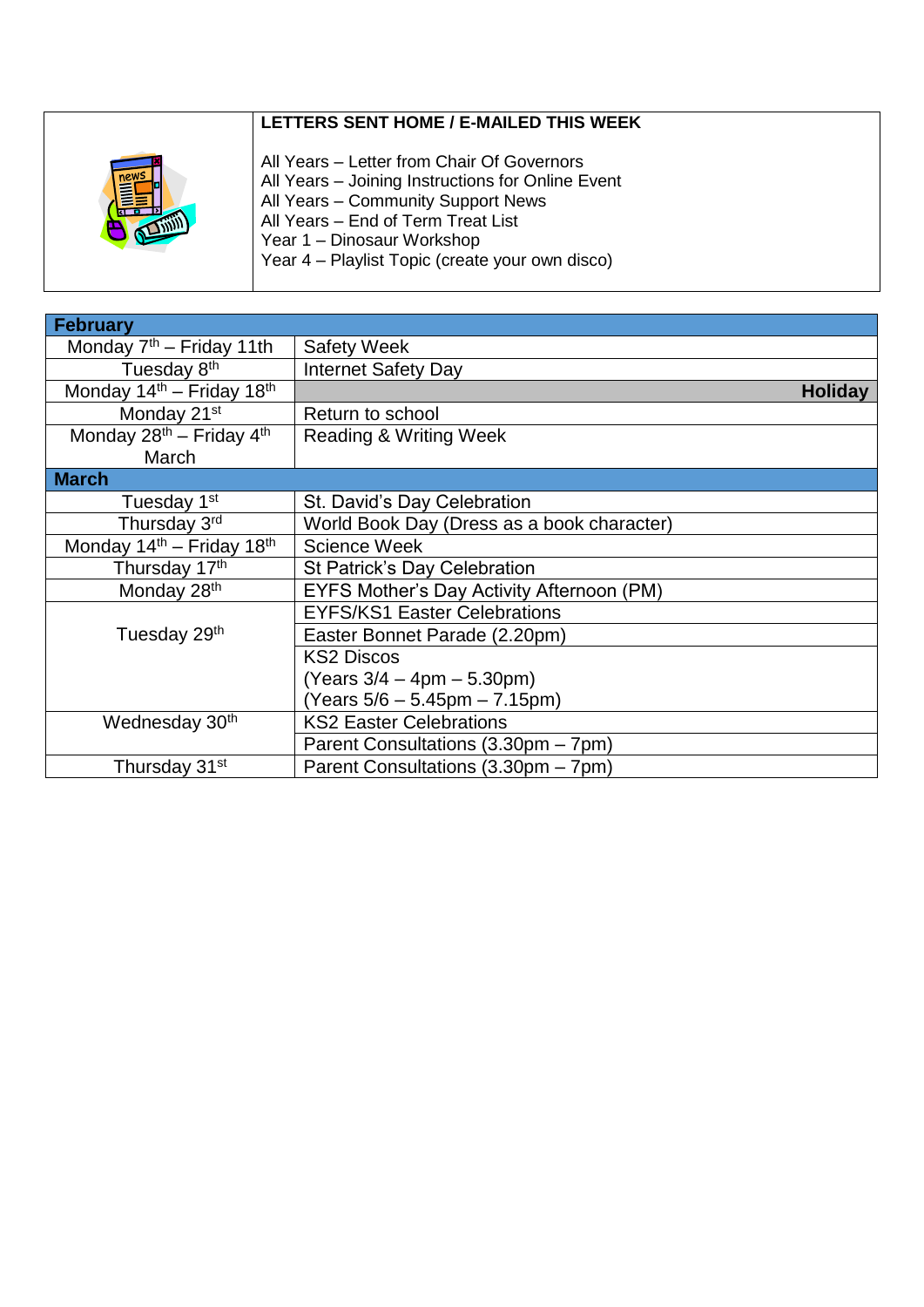## LETTERS SENT HOME / E-MAILED THIS WEEK

All Years – Letter from Chair Of Governors
All Years – Joining Instructions for Online Event
All Years – Community Support News
All Years – End of Term Treat List
Year 1 – Dinosaur Workshop
Year 4 – Playlist Topic (create your own disco)

| | |
|---|---|
| **February** | |
| Monday 7th – Friday 11th | Safety Week |
| Tuesday 8th | Internet Safety Day |
| Monday 14th – Friday 18th | **Holiday** |
| Monday 21st | Return to school |
| Monday 28th – Friday 4th March | Reading & Writing Week |
| **March** | |
| Tuesday 1st | St. David's Day Celebration |
| Thursday 3rd | World Book Day (Dress as a book character) |
| Monday 14th – Friday 18th | Science Week |
| Thursday 17th | St Patrick's Day Celebration |
| Monday 28th | EYFS Mother's Day Activity Afternoon (PM) |
| Tuesday 29th | EYFS/KS1 Easter Celebrations |
| | Easter Bonnet Parade (2.20pm) |
| | KS2 Discos<br>(Years 3/4 – 4pm – 5.30pm)<br>(Years 5/6 – 5.45pm – 7.15pm) |
| Wednesday 30th | KS2 Easter Celebrations |
| | Parent Consultations (3.30pm – 7pm) |
| Thursday 31st | Parent Consultations (3.30pm – 7pm) |